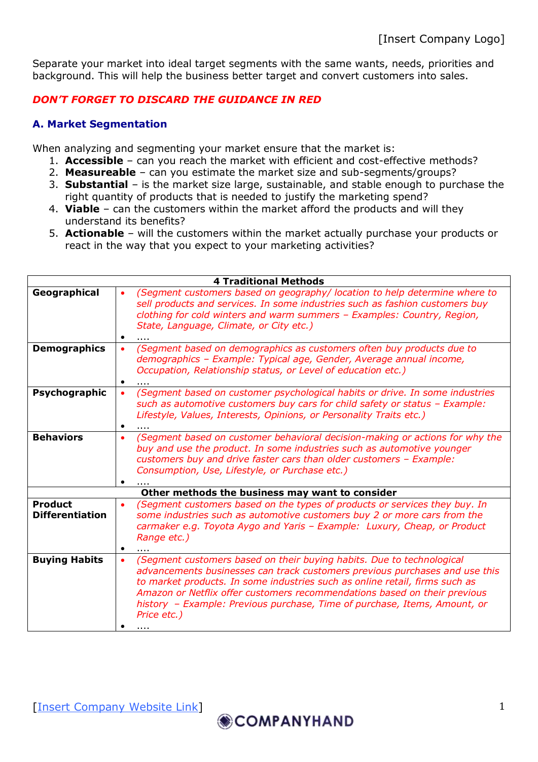[Insert Company Logo]

Separate your market into ideal target segments with the same wants, needs, priorities and background. This will help the business better target and convert customers into sales.

***DON'T FORGET TO DISCARD THE GUIDANCE IN RED***

## A. Market Segmentation

When analyzing and segmenting your market ensure that the market is:

1. **Accessible** – can you reach the market with efficient and cost-effective methods?
2. **Measureable** – can you estimate the market size and sub-segments/groups?
3. **Substantial** – is the market size large, sustainable, and stable enough to purchase the right quantity of products that is needed to justify the marketing spend?
4. **Viable** – can the customers within the market afford the products and will they understand its benefits?
5. **Actionable** – will the customers within the market actually purchase your products or react in the way that you expect to your marketing activities?

| **4 Traditional Methods** | |
|---|---|
| **Geographical** | • *(Segment customers based on geography/ location to help determine where to sell products and services. In some industries such as fashion customers buy clothing for cold winters and warm summers – Examples: Country, Region, State, Language, Climate, or City etc.)*<br>• .... |
| **Demographics** | • *(Segment based on demographics as customers often buy products due to demographics – Example: Typical age, Gender, Average annual income, Occupation, Relationship status, or Level of education etc.)*<br>• .... |
| **Psychographic** | • *(Segment based on customer psychological habits or drive. In some industries such as automotive customers buy cars for child safety or status – Example: Lifestyle, Values, Interests, Opinions, or Personality Traits etc.)*<br>• .... |
| **Behaviors** | • *(Segment based on customer behavioral decision-making or actions for why the buy and use the product. In some industries such as automotive younger customers buy and drive faster cars than older customers – Example: Consumption, Use, Lifestyle, or Purchase etc.)*<br>• .... |
| **Other methods the business may want to consider** | |
| **Product Differentiation** | • *(Segment customers based on the types of products or services they buy. In some industries such as automotive customers buy 2 or more cars from the carmaker e.g. Toyota Aygo and Yaris – Example: Luxury, Cheap, or Product Range etc.)*<br>• .... |
| **Buying Habits** | • *(Segment customers based on their buying habits. Due to technological advancements businesses can track customers previous purchases and use this to market products. In some industries such as online retail, firms such as Amazon or Netflix offer customers recommendations based on their previous history – Example: Previous purchase, Time of purchase, Items, Amount, or Price etc.)*<br>• .... |

[Insert Company Website Link]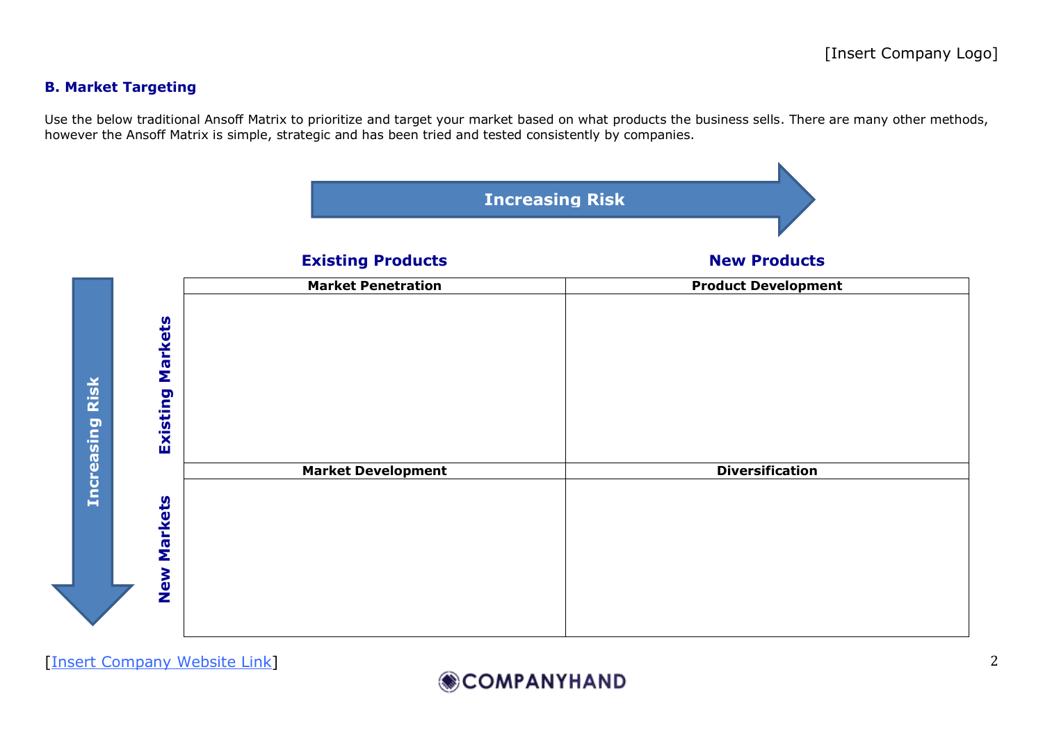[Insert Company Logo]

### B. Market Targeting

Use the below traditional Ansoff Matrix to prioritize and target your market based on what products the business sells. There are many other methods, however the Ansoff Matrix is simple, strategic and has been tried and tested consistently by companies.

Increasing Risk →

Increasing Risk ↓

| | Existing Products | New Products |
|---|---|---|
| **Existing Markets** | **Market Penetration** | **Product Development** |
| **New Markets** | **Market Development** | **Diversification** |

[Insert Company Website Link]

COMPANYHAND